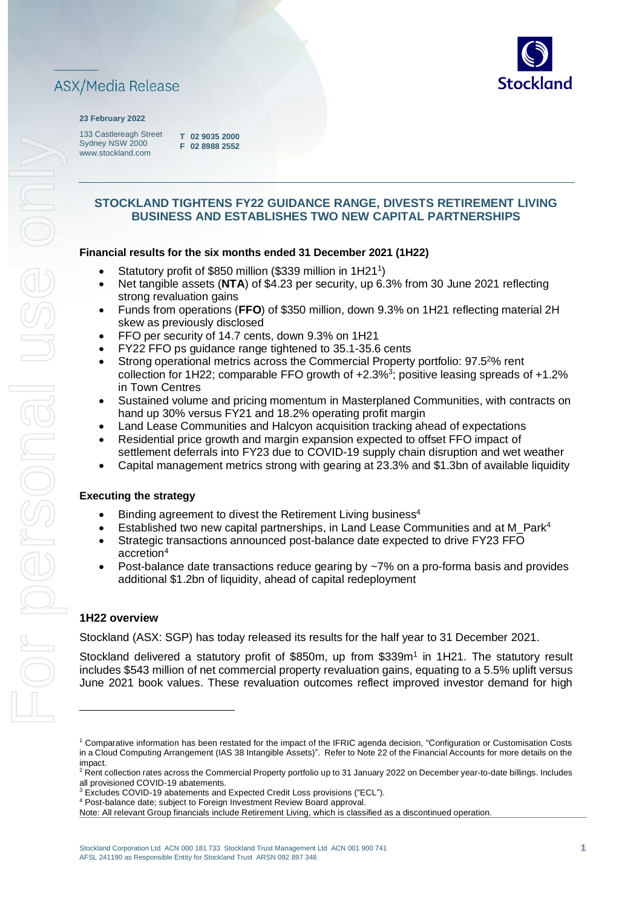ASX/Media Release

**23 February 2022**

133 Castlereagh Street
Sydney NSW 2000
www.stockland.com

**T 02 9035 2000**
**F 02 8988 2552**

## STOCKLAND TIGHTENS FY22 GUIDANCE RANGE, DIVESTS RETIREMENT LIVING BUSINESS AND ESTABLISHES TWO NEW CAPITAL PARTNERSHIPS

### Financial results for the six months ended 31 December 2021 (1H22)

- Statutory profit of $850 million ($339 million in 1H21[1])
- Net tangible assets (**NTA**) of $4.23 per security, up 6.3% from 30 June 2021 reflecting strong revaluation gains
- Funds from operations (**FFO**) of $350 million, down 9.3% on 1H21 reflecting material 2H skew as previously disclosed
- FFO per security of 14.7 cents, down 9.3% on 1H21
- FY22 FFO ps guidance range tightened to 35.1-35.6 cents
- Strong operational metrics across the Commercial Property portfolio: 97.5[2]% rent collection for 1H22; comparable FFO growth of +2.3%[3]; positive leasing spreads of +1.2% in Town Centres
- Sustained volume and pricing momentum in Masterplaned Communities, with contracts on hand up 30% versus FY21 and 18.2% operating profit margin
- Land Lease Communities and Halcyon acquisition tracking ahead of expectations
- Residential price growth and margin expansion expected to offset FFO impact of settlement deferrals into FY23 due to COVID-19 supply chain disruption and wet weather
- Capital management metrics strong with gearing at 23.3% and $1.3bn of available liquidity

### Executing the strategy

- Binding agreement to divest the Retirement Living business[4]
- Established two new capital partnerships, in Land Lease Communities and at M_Park[4]
- Strategic transactions announced post-balance date expected to drive FY23 FFO accretion[4]
- Post-balance date transactions reduce gearing by ~7% on a pro-forma basis and provides additional $1.2bn of liquidity, ahead of capital redeployment

### 1H22 overview

Stockland (ASX: SGP) has today released its results for the half year to 31 December 2021.

Stockland delivered a statutory profit of $850m, up from $339m[1] in 1H21. The statutory result includes $543 million of net commercial property revaluation gains, equating to a 5.5% uplift versus June 2021 book values. These revaluation outcomes reflect improved investor demand for high

---

[1] Comparative information has been restated for the impact of the IFRIC agenda decision, "Configuration or Customisation Costs in a Cloud Computing Arrangement (IAS 38 Intangible Assets)". Refer to Note 22 of the Financial Accounts for more details on the impact.
[2] Rent collection rates across the Commercial Property portfolio up to 31 January 2022 on December year-to-date billings. Includes all provisioned COVID-19 abatements.
[3] Excludes COVID-19 abatements and Expected Credit Loss provisions ("ECL").
[4] Post-balance date; subject to Foreign Investment Review Board approval.
Note: All relevant Group financials include Retirement Living, which is classified as a discontinued operation.

Stockland Corporation Ltd ACN 000 181 733 Stockland Trust Management Ltd ACN 001 900 741
AFSL 241190 as Responsible Entity for Stockland Trust ARSN 092 897 348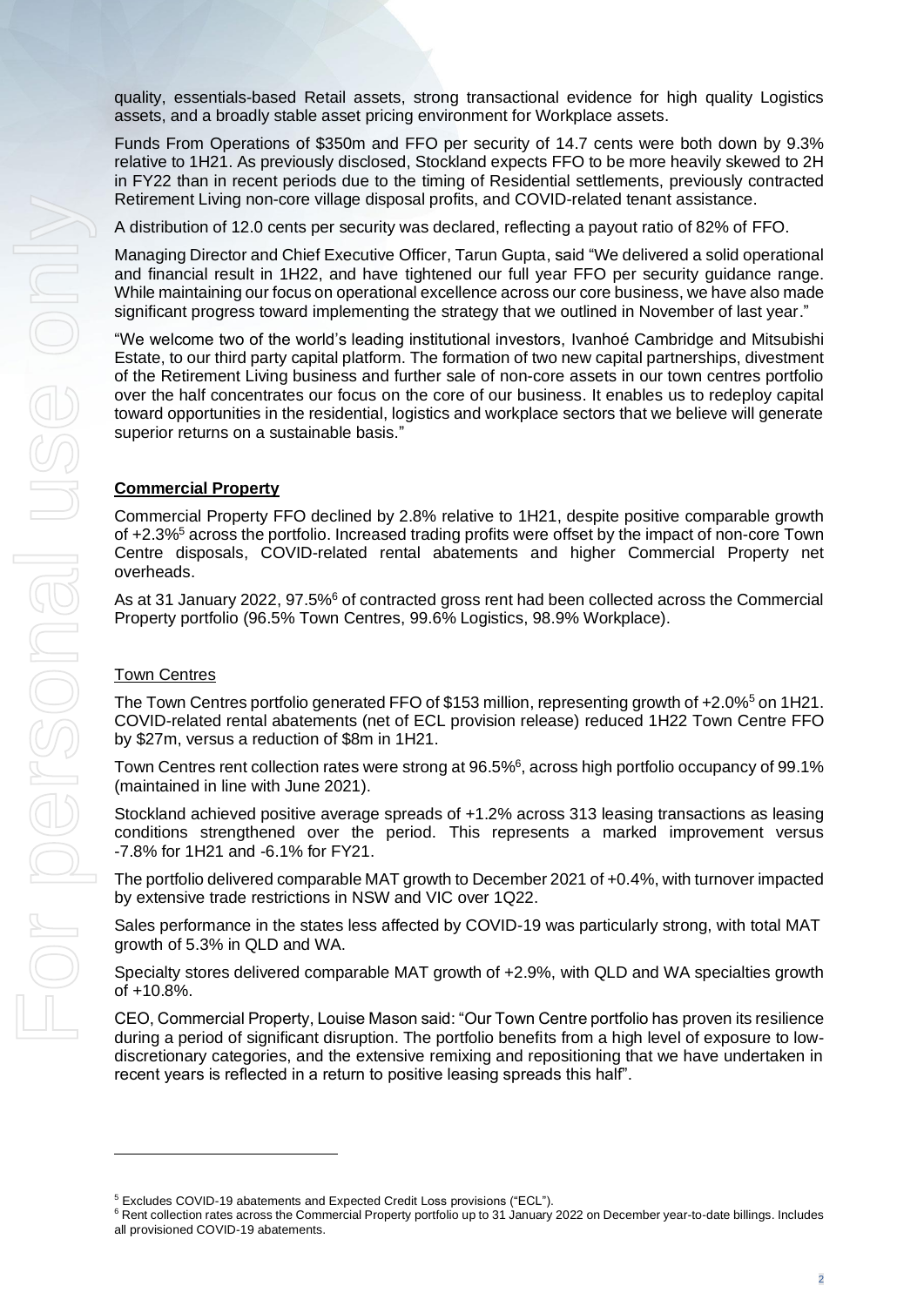quality, essentials-based Retail assets, strong transactional evidence for high quality Logistics assets, and a broadly stable asset pricing environment for Workplace assets.

Funds From Operations of $350m and FFO per security of 14.7 cents were both down by 9.3% relative to 1H21. As previously disclosed, Stockland expects FFO to be more heavily skewed to 2H in FY22 than in recent periods due to the timing of Residential settlements, previously contracted Retirement Living non-core village disposal profits, and COVID-related tenant assistance.

A distribution of 12.0 cents per security was declared, reflecting a payout ratio of 82% of FFO.

Managing Director and Chief Executive Officer, Tarun Gupta, said "We delivered a solid operational and financial result in 1H22, and have tightened our full year FFO per security guidance range. While maintaining our focus on operational excellence across our core business, we have also made significant progress toward implementing the strategy that we outlined in November of last year."

"We welcome two of the world's leading institutional investors, Ivanhoé Cambridge and Mitsubishi Estate, to our third party capital platform. The formation of two new capital partnerships, divestment of the Retirement Living business and further sale of non-core assets in our town centres portfolio over the half concentrates our focus on the core of our business. It enables us to redeploy capital toward opportunities in the residential, logistics and workplace sectors that we believe will generate superior returns on a sustainable basis."

## Commercial Property

Commercial Property FFO declined by 2.8% relative to 1H21, despite positive comparable growth of +2.3%[5] across the portfolio. Increased trading profits were offset by the impact of non-core Town Centre disposals, COVID-related rental abatements and higher Commercial Property net overheads.

As at 31 January 2022, 97.5%[6] of contracted gross rent had been collected across the Commercial Property portfolio (96.5% Town Centres, 99.6% Logistics, 98.9% Workplace).

### Town Centres

The Town Centres portfolio generated FFO of $153 million, representing growth of +2.0%[5] on 1H21. COVID-related rental abatements (net of ECL provision release) reduced 1H22 Town Centre FFO by $27m, versus a reduction of $8m in 1H21.

Town Centres rent collection rates were strong at 96.5%[6], across high portfolio occupancy of 99.1% (maintained in line with June 2021).

Stockland achieved positive average spreads of +1.2% across 313 leasing transactions as leasing conditions strengthened over the period. This represents a marked improvement versus -7.8% for 1H21 and -6.1% for FY21.

The portfolio delivered comparable MAT growth to December 2021 of +0.4%, with turnover impacted by extensive trade restrictions in NSW and VIC over 1Q22.

Sales performance in the states less affected by COVID-19 was particularly strong, with total MAT growth of 5.3% in QLD and WA.

Specialty stores delivered comparable MAT growth of +2.9%, with QLD and WA specialties growth of +10.8%.

CEO, Commercial Property, Louise Mason said: "Our Town Centre portfolio has proven its resilience during a period of significant disruption. The portfolio benefits from a high level of exposure to low-discretionary categories, and the extensive remixing and repositioning that we have undertaken in recent years is reflected in a return to positive leasing spreads this half".

---

[5] Excludes COVID-19 abatements and Expected Credit Loss provisions ("ECL").

[6] Rent collection rates across the Commercial Property portfolio up to 31 January 2022 on December year-to-date billings. Includes all provisioned COVID-19 abatements.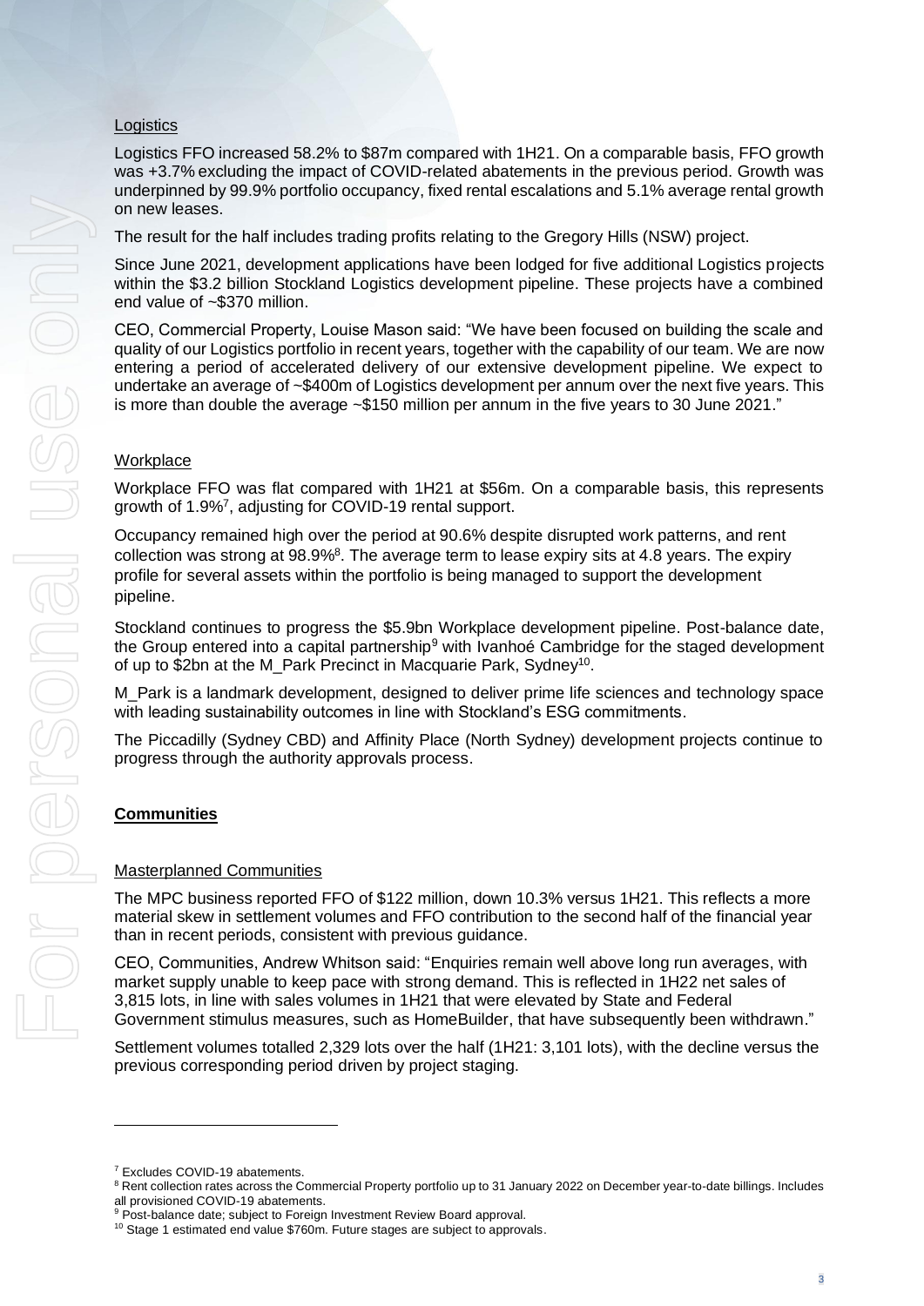Logistics

Logistics FFO increased 58.2% to $87m compared with 1H21. On a comparable basis, FFO growth was +3.7% excluding the impact of COVID-related abatements in the previous period. Growth was underpinned by 99.9% portfolio occupancy, fixed rental escalations and 5.1% average rental growth on new leases.

The result for the half includes trading profits relating to the Gregory Hills (NSW) project.

Since June 2021, development applications have been lodged for five additional Logistics projects within the $3.2 billion Stockland Logistics development pipeline. These projects have a combined end value of ~$370 million.

CEO, Commercial Property, Louise Mason said: "We have been focused on building the scale and quality of our Logistics portfolio in recent years, together with the capability of our team. We are now entering a period of accelerated delivery of our extensive development pipeline. We expect to undertake an average of ~$400m of Logistics development per annum over the next five years. This is more than double the average ~$150 million per annum in the five years to 30 June 2021."

Workplace

Workplace FFO was flat compared with 1H21 at $56m. On a comparable basis, this represents growth of 1.9%[7], adjusting for COVID-19 rental support.

Occupancy remained high over the period at 90.6% despite disrupted work patterns, and rent collection was strong at 98.9%[8]. The average term to lease expiry sits at 4.8 years. The expiry profile for several assets within the portfolio is being managed to support the development pipeline.

Stockland continues to progress the $5.9bn Workplace development pipeline. Post-balance date, the Group entered into a capital partnership[9] with Ivanhoé Cambridge for the staged development of up to $2bn at the M_Park Precinct in Macquarie Park, Sydney[10].

M_Park is a landmark development, designed to deliver prime life sciences and technology space with leading sustainability outcomes in line with Stockland's ESG commitments.

The Piccadilly (Sydney CBD) and Affinity Place (North Sydney) development projects continue to progress through the authority approvals process.

**Communities**

Masterplanned Communities

The MPC business reported FFO of $122 million, down 10.3% versus 1H21. This reflects a more material skew in settlement volumes and FFO contribution to the second half of the financial year than in recent periods, consistent with previous guidance.

CEO, Communities, Andrew Whitson said: "Enquiries remain well above long run averages, with market supply unable to keep pace with strong demand. This is reflected in 1H22 net sales of 3,815 lots, in line with sales volumes in 1H21 that were elevated by State and Federal Government stimulus measures, such as HomeBuilder, that have subsequently been withdrawn."

Settlement volumes totalled 2,329 lots over the half (1H21: 3,101 lots), with the decline versus the previous corresponding period driven by project staging.

---

[7] Excludes COVID-19 abatements.

[8] Rent collection rates across the Commercial Property portfolio up to 31 January 2022 on December year-to-date billings. Includes all provisioned COVID-19 abatements.

[9] Post-balance date; subject to Foreign Investment Review Board approval.

[10] Stage 1 estimated end value $760m. Future stages are subject to approvals.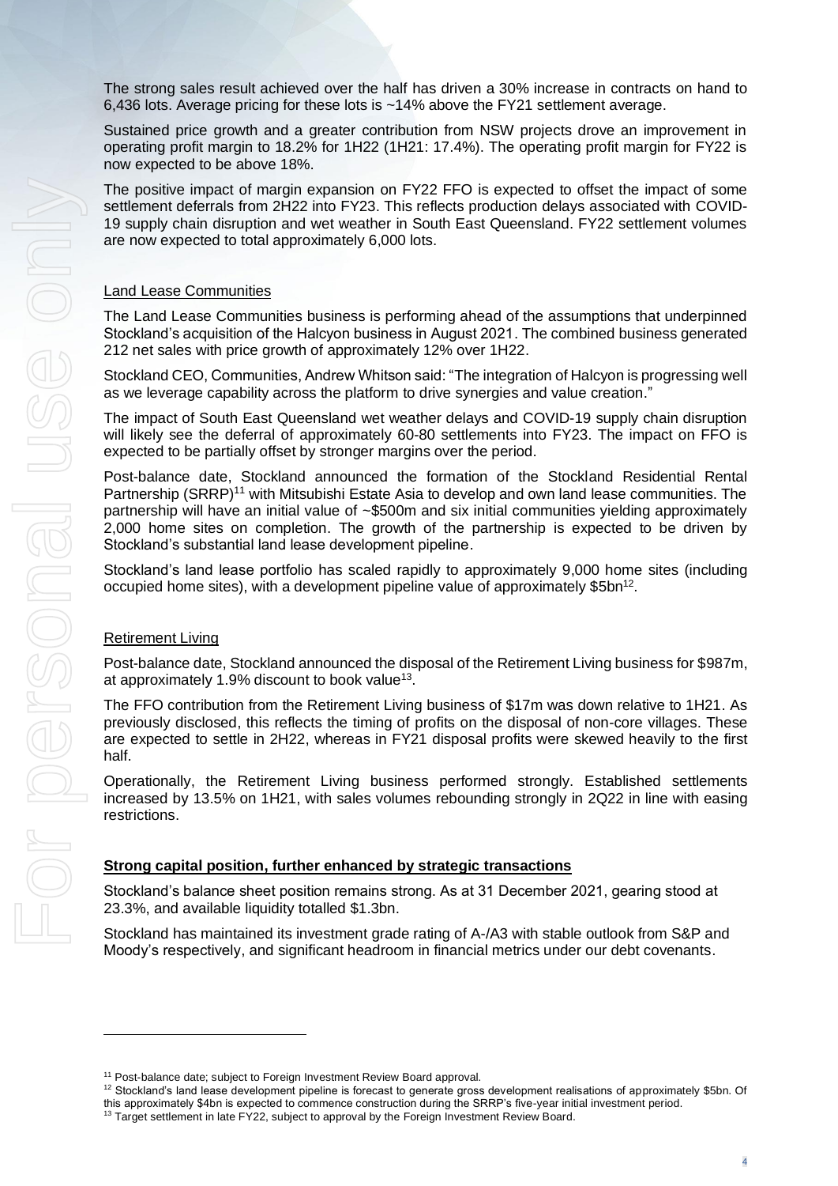The strong sales result achieved over the half has driven a 30% increase in contracts on hand to 6,436 lots. Average pricing for these lots is ~14% above the FY21 settlement average.

Sustained price growth and a greater contribution from NSW projects drove an improvement in operating profit margin to 18.2% for 1H22 (1H21: 17.4%). The operating profit margin for FY22 is now expected to be above 18%.

The positive impact of margin expansion on FY22 FFO is expected to offset the impact of some settlement deferrals from 2H22 into FY23. This reflects production delays associated with COVID-19 supply chain disruption and wet weather in South East Queensland. FY22 settlement volumes are now expected to total approximately 6,000 lots.

Land Lease Communities

The Land Lease Communities business is performing ahead of the assumptions that underpinned Stockland's acquisition of the Halcyon business in August 2021. The combined business generated 212 net sales with price growth of approximately 12% over 1H22.

Stockland CEO, Communities, Andrew Whitson said: "The integration of Halcyon is progressing well as we leverage capability across the platform to drive synergies and value creation."

The impact of South East Queensland wet weather delays and COVID-19 supply chain disruption will likely see the deferral of approximately 60-80 settlements into FY23. The impact on FFO is expected to be partially offset by stronger margins over the period.

Post-balance date, Stockland announced the formation of the Stockland Residential Rental Partnership (SRRP)[11] with Mitsubishi Estate Asia to develop and own land lease communities. The partnership will have an initial value of ~$500m and six initial communities yielding approximately 2,000 home sites on completion. The growth of the partnership is expected to be driven by Stockland's substantial land lease development pipeline.

Stockland's land lease portfolio has scaled rapidly to approximately 9,000 home sites (including occupied home sites), with a development pipeline value of approximately $5bn[12].

Retirement Living

Post-balance date, Stockland announced the disposal of the Retirement Living business for $987m, at approximately 1.9% discount to book value[13].

The FFO contribution from the Retirement Living business of $17m was down relative to 1H21. As previously disclosed, this reflects the timing of profits on the disposal of non-core villages. These are expected to settle in 2H22, whereas in FY21 disposal profits were skewed heavily to the first half.

Operationally, the Retirement Living business performed strongly. Established settlements increased by 13.5% on 1H21, with sales volumes rebounding strongly in 2Q22 in line with easing restrictions.

## Strong capital position, further enhanced by strategic transactions

Stockland's balance sheet position remains strong. As at 31 December 2021, gearing stood at 23.3%, and available liquidity totalled $1.3bn.

Stockland has maintained its investment grade rating of A-/A3 with stable outlook from S&P and Moody's respectively, and significant headroom in financial metrics under our debt covenants.

---

[11] Post-balance date; subject to Foreign Investment Review Board approval.

[12] Stockland's land lease development pipeline is forecast to generate gross development realisations of approximately $5bn. Of this approximately $4bn is expected to commence construction during the SRRP's five-year initial investment period.

[13] Target settlement in late FY22, subject to approval by the Foreign Investment Review Board.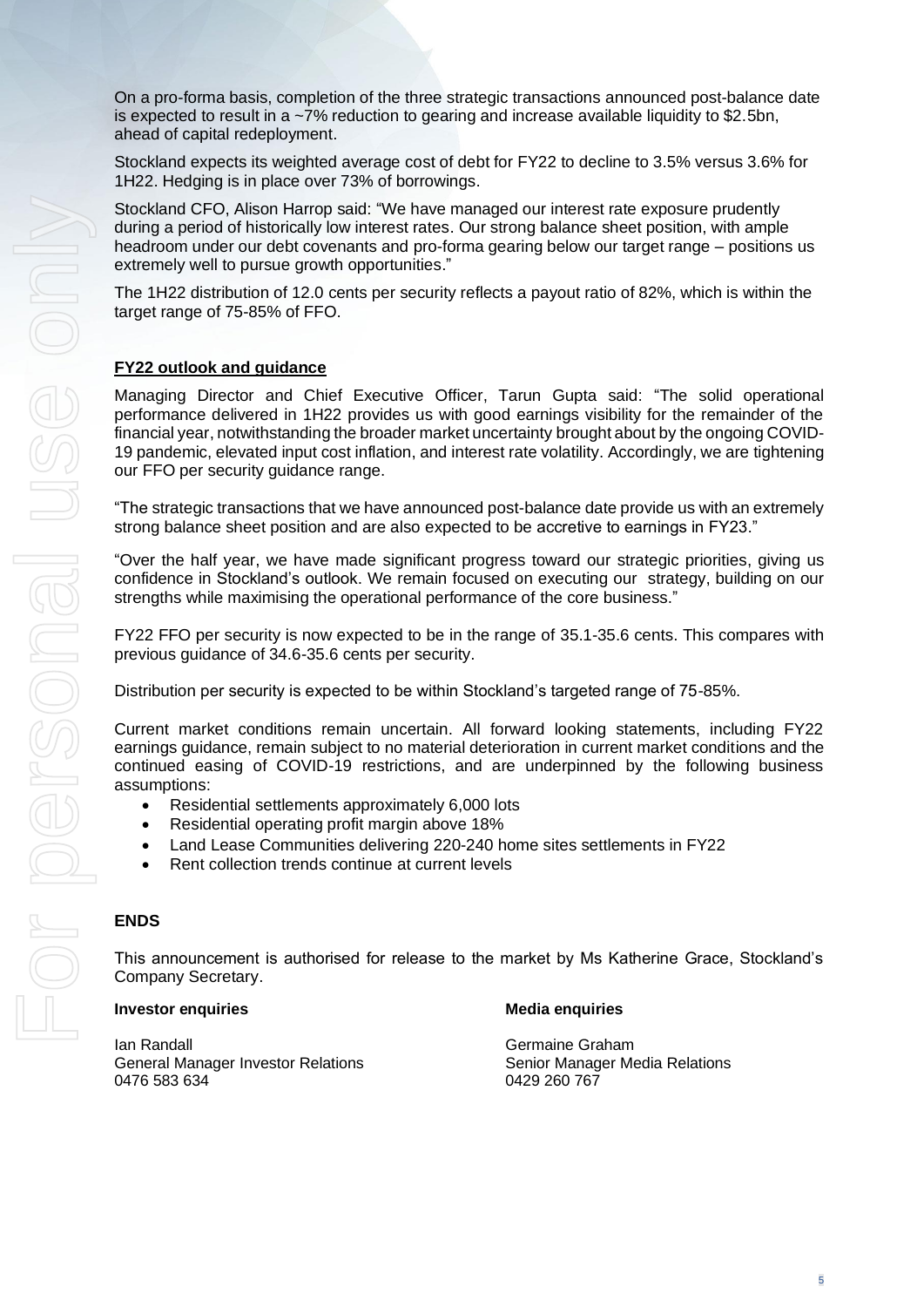On a pro-forma basis, completion of the three strategic transactions announced post-balance date is expected to result in a ~7% reduction to gearing and increase available liquidity to $2.5bn, ahead of capital redeployment.

Stockland expects its weighted average cost of debt for FY22 to decline to 3.5% versus 3.6% for 1H22. Hedging is in place over 73% of borrowings.

Stockland CFO, Alison Harrop said: "We have managed our interest rate exposure prudently during a period of historically low interest rates. Our strong balance sheet position, with ample headroom under our debt covenants and pro-forma gearing below our target range – positions us extremely well to pursue growth opportunities."

The 1H22 distribution of 12.0 cents per security reflects a payout ratio of 82%, which is within the target range of 75-85% of FFO.

**FY22 outlook and guidance**

Managing Director and Chief Executive Officer, Tarun Gupta said: "The solid operational performance delivered in 1H22 provides us with good earnings visibility for the remainder of the financial year, notwithstanding the broader market uncertainty brought about by the ongoing COVID-19 pandemic, elevated input cost inflation, and interest rate volatility. Accordingly, we are tightening our FFO per security guidance range.

"The strategic transactions that we have announced post-balance date provide us with an extremely strong balance sheet position and are also expected to be accretive to earnings in FY23."

"Over the half year, we have made significant progress toward our strategic priorities, giving us confidence in Stockland's outlook. We remain focused on executing our strategy, building on our strengths while maximising the operational performance of the core business."

FY22 FFO per security is now expected to be in the range of 35.1-35.6 cents. This compares with previous guidance of 34.6-35.6 cents per security.

Distribution per security is expected to be within Stockland's targeted range of 75-85%.

Current market conditions remain uncertain. All forward looking statements, including FY22 earnings guidance, remain subject to no material deterioration in current market conditions and the continued easing of COVID-19 restrictions, and are underpinned by the following business assumptions:

- Residential settlements approximately 6,000 lots
- Residential operating profit margin above 18%
- Land Lease Communities delivering 220-240 home sites settlements in FY22
- Rent collection trends continue at current levels

**ENDS**

This announcement is authorised for release to the market by Ms Katherine Grace, Stockland's Company Secretary.

**Investor enquiries**

Ian Randall
General Manager Investor Relations
0476 583 634

**Media enquiries**

Germaine Graham
Senior Manager Media Relations
0429 260 767